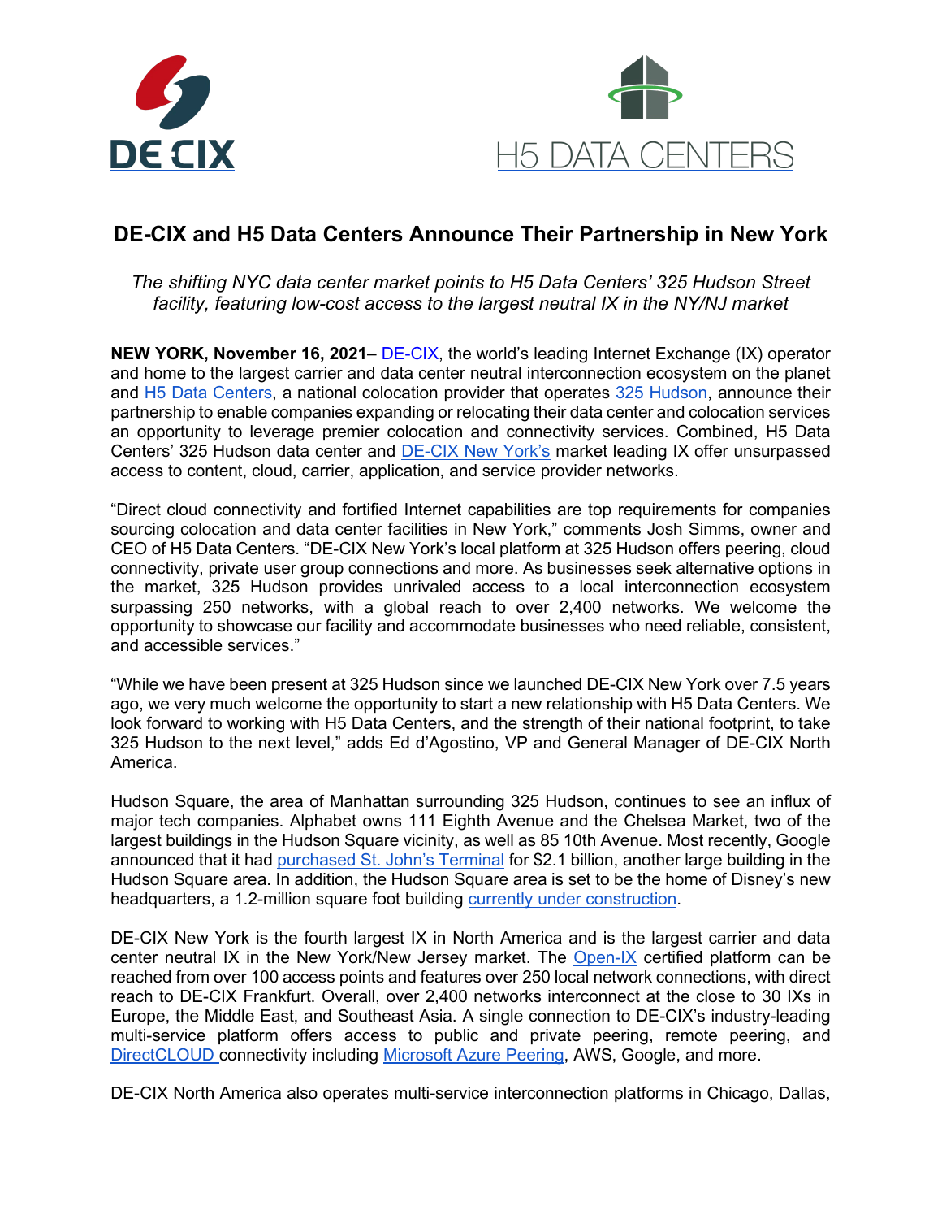# DE-CIX and H5 Data Centers Announce Their Partnership in New York

*The shifting NYC data center market points to H5 Data Centers' 325 Hudson Street facility, featuring low-cost access to the largest neutral IX in the NY/NJ market*

**NEW YORK, November 16, 2021**– DE-CIX, the world's leading Internet Exchange (IX) operator and home to the largest carrier and data center neutral interconnection ecosystem on the planet and H5 Data Centers, a national colocation provider that operates 325 Hudson, announce their partnership to enable companies expanding or relocating their data center and colocation services an opportunity to leverage premier colocation and connectivity services. Combined, H5 Data Centers' 325 Hudson data center and DE-CIX New York's market leading IX offer unsurpassed access to content, cloud, carrier, application, and service provider networks.

"Direct cloud connectivity and fortified Internet capabilities are top requirements for companies sourcing colocation and data center facilities in New York," comments Josh Simms, owner and CEO of H5 Data Centers. "DE-CIX New York's local platform at 325 Hudson offers peering, cloud connectivity, private user group connections and more. As businesses seek alternative options in the market, 325 Hudson provides unrivaled access to a local interconnection ecosystem surpassing 250 networks, with a global reach to over 2,400 networks. We welcome the opportunity to showcase our facility and accommodate businesses who need reliable, consistent, and accessible services."

"While we have been present at 325 Hudson since we launched DE-CIX New York over 7.5 years ago, we very much welcome the opportunity to start a new relationship with H5 Data Centers. We look forward to working with H5 Data Centers, and the strength of their national footprint, to take 325 Hudson to the next level," adds Ed d'Agostino, VP and General Manager of DE-CIX North America.

Hudson Square, the area of Manhattan surrounding 325 Hudson, continues to see an influx of major tech companies. Alphabet owns 111 Eighth Avenue and the Chelsea Market, two of the largest buildings in the Hudson Square vicinity, as well as 85 10th Avenue. Most recently, Google announced that it had purchased St. John's Terminal for $2.1 billion, another large building in the Hudson Square area. In addition, the Hudson Square area is set to be the home of Disney's new headquarters, a 1.2-million square foot building currently under construction.

DE-CIX New York is the fourth largest IX in North America and is the largest carrier and data center neutral IX in the New York/New Jersey market. The Open-IX certified platform can be reached from over 100 access points and features over 250 local network connections, with direct reach to DE-CIX Frankfurt. Overall, over 2,400 networks interconnect at the close to 30 IXs in Europe, the Middle East, and Southeast Asia. A single connection to DE-CIX's industry-leading multi-service platform offers access to public and private peering, remote peering, and DirectCLOUD connectivity including Microsoft Azure Peering, AWS, Google, and more.

DE-CIX North America also operates multi-service interconnection platforms in Chicago, Dallas,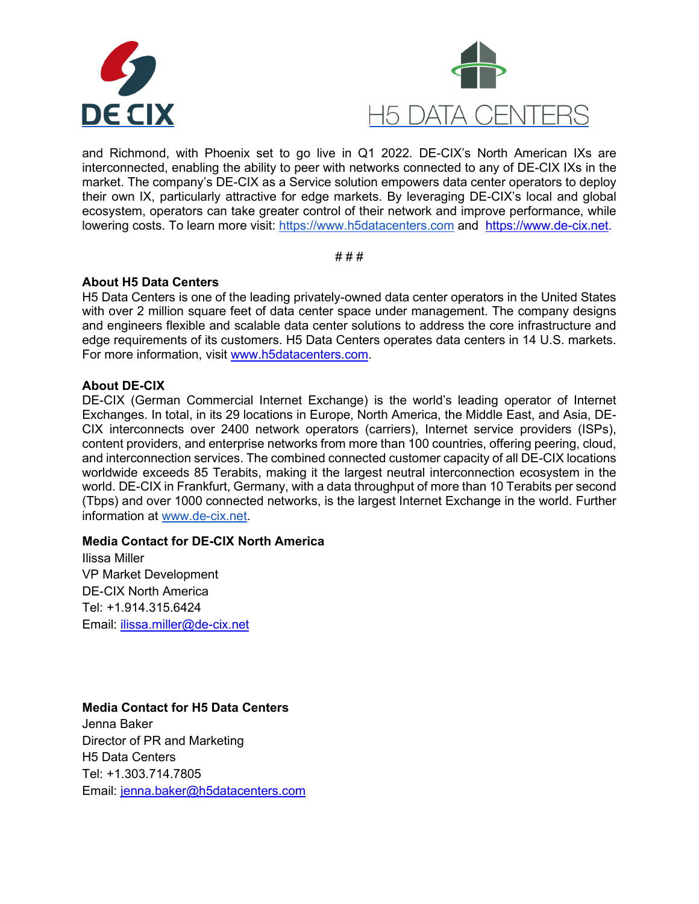and Richmond, with Phoenix set to go live in Q1 2022. DE-CIX's North American IXs are interconnected, enabling the ability to peer with networks connected to any of DE-CIX IXs in the market. The company's DE-CIX as a Service solution empowers data center operators to deploy their own IX, particularly attractive for edge markets. By leveraging DE-CIX's local and global ecosystem, operators can take greater control of their network and improve performance, while lowering costs. To learn more visit: https://www.h5datacenters.com and https://www.de-cix.net.

###

**About H5 Data Centers**
H5 Data Centers is one of the leading privately-owned data center operators in the United States with over 2 million square feet of data center space under management. The company designs and engineers flexible and scalable data center solutions to address the core infrastructure and edge requirements of its customers. H5 Data Centers operates data centers in 14 U.S. markets. For more information, visit www.h5datacenters.com.

**About DE-CIX**
DE-CIX (German Commercial Internet Exchange) is the world's leading operator of Internet Exchanges. In total, in its 29 locations in Europe, North America, the Middle East, and Asia, DE-CIX interconnects over 2400 network operators (carriers), Internet service providers (ISPs), content providers, and enterprise networks from more than 100 countries, offering peering, cloud, and interconnection services. The combined connected customer capacity of all DE-CIX locations worldwide exceeds 85 Terabits, making it the largest neutral interconnection ecosystem in the world. DE-CIX in Frankfurt, Germany, with a data throughput of more than 10 Terabits per second (Tbps) and over 1000 connected networks, is the largest Internet Exchange in the world. Further information at www.de-cix.net.

**Media Contact for DE-CIX North America**
Ilissa Miller
VP Market Development
DE-CIX North America
Tel: +1.914.315.6424
Email: ilissa.miller@de-cix.net

**Media Contact for H5 Data Centers**
Jenna Baker
Director of PR and Marketing
H5 Data Centers
Tel: +1.303.714.7805
Email: jenna.baker@h5datacenters.com